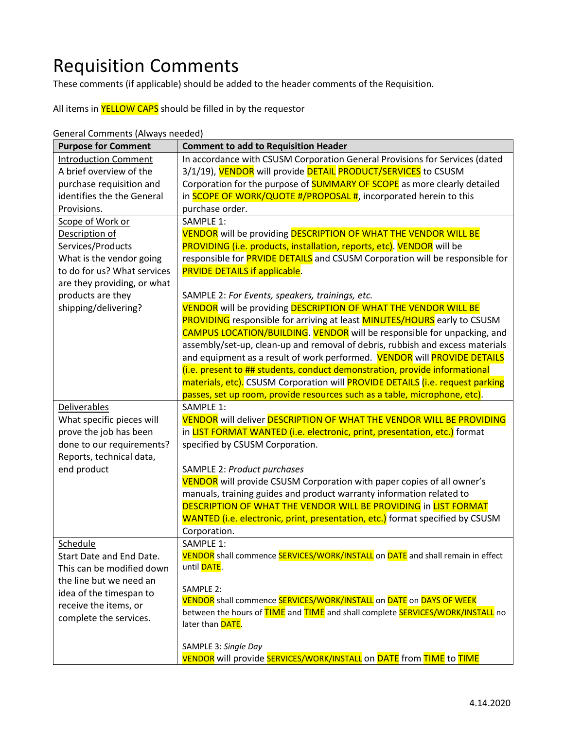# Requisition Comments

These comments (if applicable) should be added to the header comments of the Requisition.

All items in YELLOW CAPS should be filled in by the requestor

General Comments (Always needed)

| Purpose for Comment | Comment to add to Requisition Header |
|---|---|
| Introduction Comment<br>A brief overview of the purchase requisition and identifies the the General Provisions. | In accordance with CSUSM Corporation General Provisions for Services (dated 3/1/19), VENDOR will provide DETAIL PRODUCT/SERVICES to CSUSM Corporation for the purpose of SUMMARY OF SCOPE as more clearly detailed in SCOPE OF WORK/QUOTE #/PROPOSAL #, incorporated herein to this purchase order. |
| Scope of Work or Description of Services/Products<br>What is the vendor going to do for us? What services are they providing, or what products are they shipping/delivering? | SAMPLE 1:<br>VENDOR will be providing DESCRIPTION OF WHAT THE VENDOR WILL BE PROVIDING (i.e. products, installation, reports, etc). VENDOR will be responsible for PRVIDE DETAILS and CSUSM Corporation will be responsible for PRVIDE DETAILS if applicable.<br><br>SAMPLE 2: *For Events, speakers, trainings, etc.*<br>VENDOR will be providing DESCRIPTION OF WHAT THE VENDOR WILL BE PROVIDING responsible for arriving at least MINUTES/HOURS early to CSUSM CAMPUS LOCATION/BUILDING. VENDOR will be responsible for unpacking, and assembly/set-up, clean-up and removal of debris, rubbish and excess materials and equipment as a result of work performed. VENDOR will PROVIDE DETAILS (i.e. present to ## students, conduct demonstration, provide informational materials, etc). CSUSM Corporation will PROVIDE DETAILS (i.e. request parking passes, set up room, provide resources such as a table, microphone, etc). |
| Deliverables<br>What specific pieces will prove the job has been done to our requirements? Reports, technical data, end product | SAMPLE 1:<br>VENDOR will deliver DESCRIPTION OF WHAT THE VENDOR WILL BE PROVIDING in LIST FORMAT WANTED (i.e. electronic, print, presentation, etc.) format specified by CSUSM Corporation.<br><br>SAMPLE 2: *Product purchases*<br>VENDOR will provide CSUSM Corporation with paper copies of all owner's manuals, training guides and product warranty information related to DESCRIPTION OF WHAT THE VENDOR WILL BE PROVIDING in LIST FORMAT WANTED (i.e. electronic, print, presentation, etc.) format specified by CSUSM Corporation. |
| Schedule<br>Start Date and End Date. This can be modified down the line but we need an idea of the timespan to receive the items, or complete the services. | SAMPLE 1:<br>VENDOR shall commence SERVICES/WORK/INSTALL on DATE and shall remain in effect until DATE.<br><br>SAMPLE 2:<br>VENDOR shall commence SERVICES/WORK/INSTALL on DATE on DAYS OF WEEK between the hours of TIME and TIME and shall complete SERVICES/WORK/INSTALL no later than DATE.<br><br>SAMPLE 3: *Single Day*<br>VENDOR will provide SERVICES/WORK/INSTALL on DATE from TIME to TIME |

4.14.2020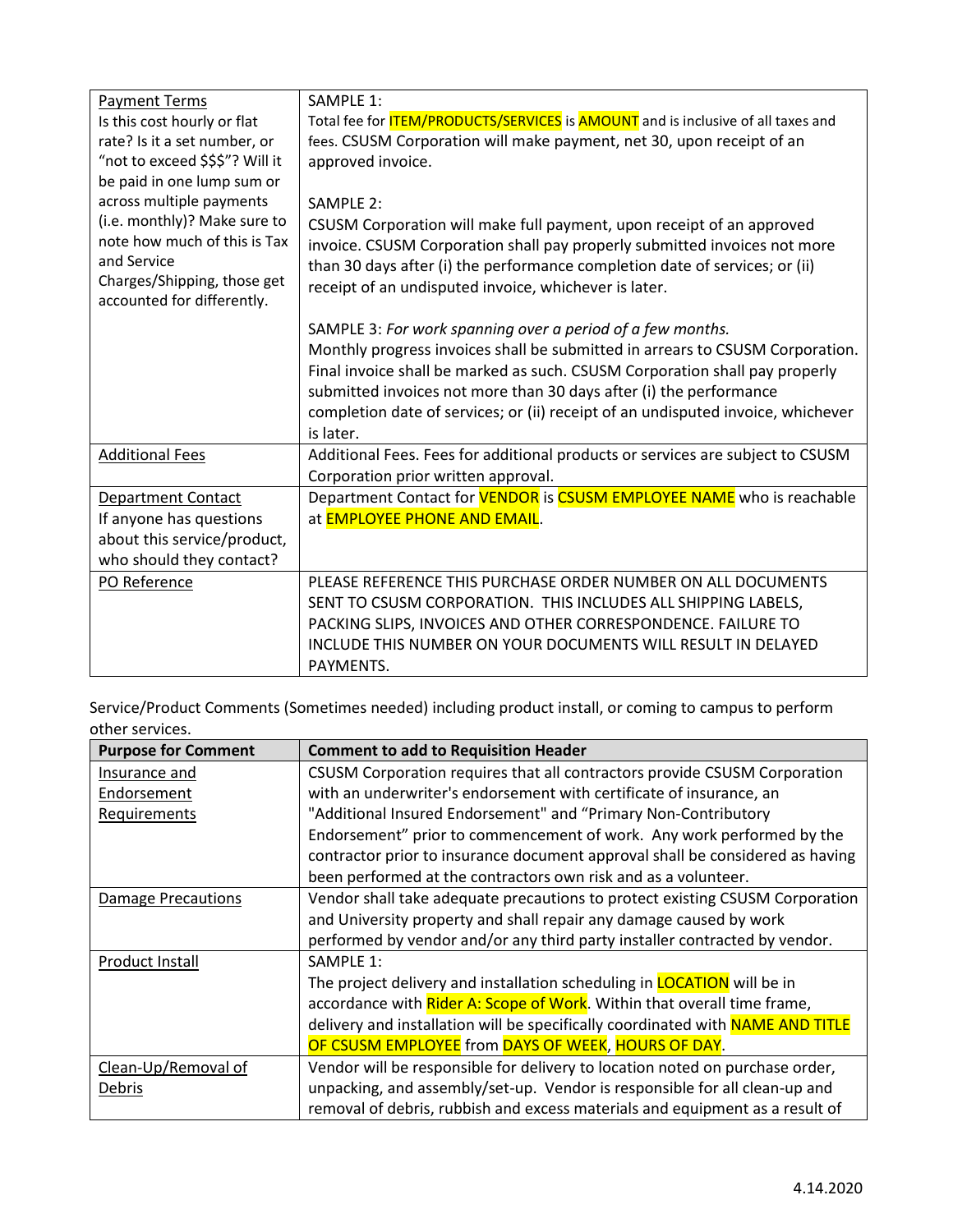| Payment Terms<br>Is this cost hourly or flat rate? Is it a set number, or "not to exceed $$$"? Will it be paid in one lump sum or across multiple payments (i.e. monthly)? Make sure to note how much of this is Tax and Service Charges/Shipping, those get accounted for differently. | SAMPLE 1:<br>Total fee for ITEM/PRODUCTS/SERVICES is AMOUNT and is inclusive of all taxes and fees. CSUSM Corporation will make payment, net 30, upon receipt of an approved invoice.<br><br>SAMPLE 2:<br>CSUSM Corporation will make full payment, upon receipt of an approved invoice. CSUSM Corporation shall pay properly submitted invoices not more than 30 days after (i) the performance completion date of services; or (ii) receipt of an undisputed invoice, whichever is later.<br><br>SAMPLE 3: *For work spanning over a period of a few months.*<br>Monthly progress invoices shall be submitted in arrears to CSUSM Corporation. Final invoice shall be marked as such. CSUSM Corporation shall pay properly submitted invoices not more than 30 days after (i) the performance completion date of services; or (ii) receipt of an undisputed invoice, whichever is later. |
|---|---|
| Additional Fees | Additional Fees. Fees for additional products or services are subject to CSUSM Corporation prior written approval. |
| Department Contact<br>If anyone has questions about this service/product, who should they contact? | Department Contact for VENDOR is CSUSM EMPLOYEE NAME who is reachable at EMPLOYEE PHONE AND EMAIL. |
| PO Reference | PLEASE REFERENCE THIS PURCHASE ORDER NUMBER ON ALL DOCUMENTS SENT TO CSUSM CORPORATION. THIS INCLUDES ALL SHIPPING LABELS, PACKING SLIPS, INVOICES AND OTHER CORRESPONDENCE. FAILURE TO INCLUDE THIS NUMBER ON YOUR DOCUMENTS WILL RESULT IN DELAYED PAYMENTS. |

Service/Product Comments (Sometimes needed) including product install, or coming to campus to perform other services.

| Purpose for Comment | Comment to add to Requisition Header |
|---|---|
| Insurance and Endorsement Requirements | CSUSM Corporation requires that all contractors provide CSUSM Corporation with an underwriter's endorsement with certificate of insurance, an "Additional Insured Endorsement" and "Primary Non-Contributory Endorsement" prior to commencement of work. Any work performed by the contractor prior to insurance document approval shall be considered as having been performed at the contractors own risk and as a volunteer. |
| Damage Precautions | Vendor shall take adequate precautions to protect existing CSUSM Corporation and University property and shall repair any damage caused by work performed by vendor and/or any third party installer contracted by vendor. |
| Product Install | SAMPLE 1:<br>The project delivery and installation scheduling in LOCATION will be in accordance with Rider A: Scope of Work. Within that overall time frame, delivery and installation will be specifically coordinated with NAME AND TITLE OF CSUSM EMPLOYEE from DAYS OF WEEK, HOURS OF DAY. |
| Clean-Up/Removal of Debris | Vendor will be responsible for delivery to location noted on purchase order, unpacking, and assembly/set-up. Vendor is responsible for all clean-up and removal of debris, rubbish and excess materials and equipment as a result of |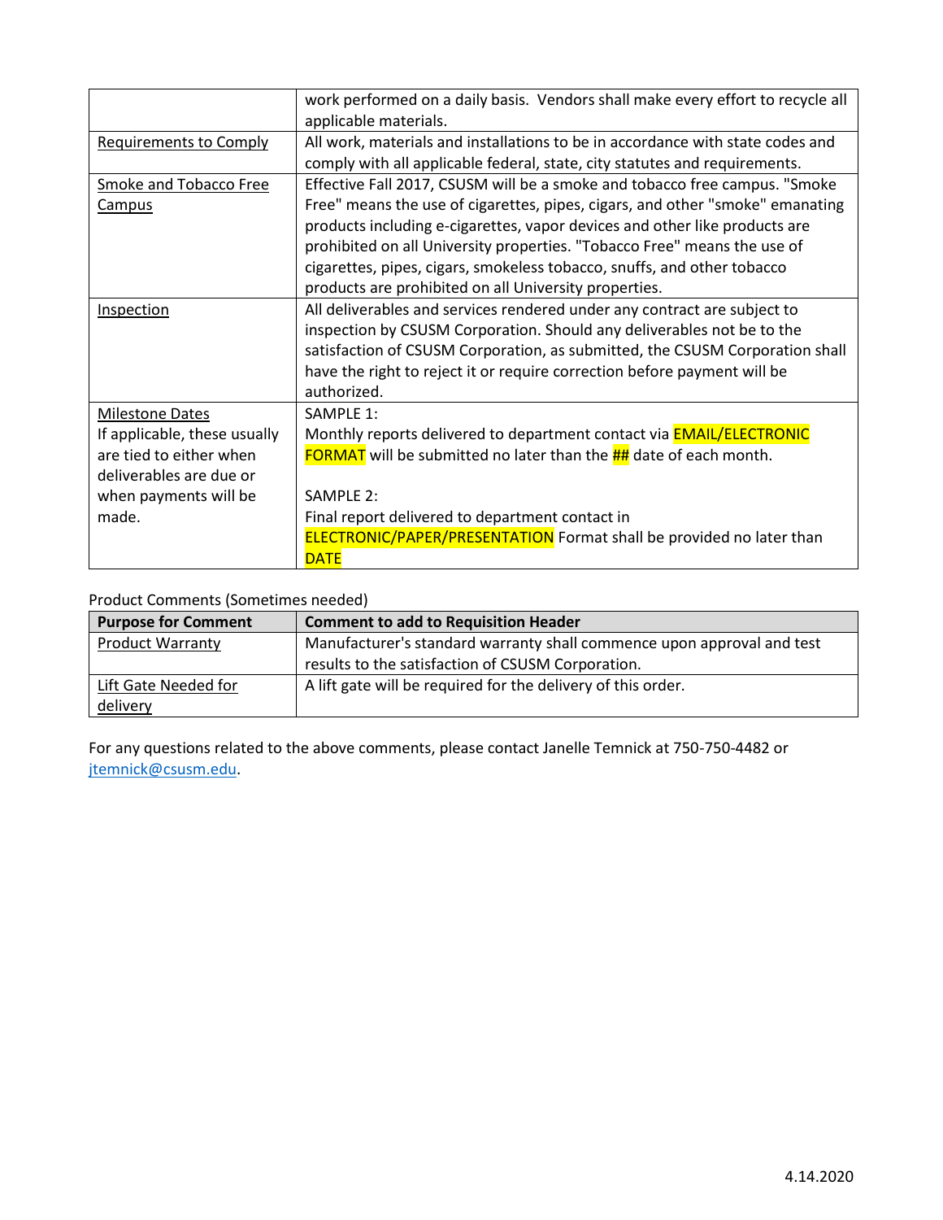| | |
|---|---|
| | work performed on a daily basis. Vendors shall make every effort to recycle all applicable materials. |
| Requirements to Comply | All work, materials and installations to be in accordance with state codes and comply with all applicable federal, state, city statutes and requirements. |
| Smoke and Tobacco Free Campus | Effective Fall 2017, CSUSM will be a smoke and tobacco free campus. "Smoke Free" means the use of cigarettes, pipes, cigars, and other "smoke" emanating products including e-cigarettes, vapor devices and other like products are prohibited on all University properties. "Tobacco Free" means the use of cigarettes, pipes, cigars, smokeless tobacco, snuffs, and other tobacco products are prohibited on all University properties. |
| Inspection | All deliverables and services rendered under any contract are subject to inspection by CSUSM Corporation. Should any deliverables not be to the satisfaction of CSUSM Corporation, as submitted, the CSUSM Corporation shall have the right to reject it or require correction before payment will be authorized. |
| Milestone Dates<br>If applicable, these usually are tied to either when deliverables are due or when payments will be made. | SAMPLE 1:<br>Monthly reports delivered to department contact via EMAIL/ELECTRONIC FORMAT will be submitted no later than the ## date of each month.<br><br>SAMPLE 2:<br>Final report delivered to department contact in ELECTRONIC/PAPER/PRESENTATION Format shall be provided no later than DATE |

Product Comments (Sometimes needed)

| Purpose for Comment | Comment to add to Requisition Header |
|---|---|
| Product Warranty | Manufacturer's standard warranty shall commence upon approval and test results to the satisfaction of CSUSM Corporation. |
| Lift Gate Needed for delivery | A lift gate will be required for the delivery of this order. |

For any questions related to the above comments, please contact Janelle Temnick at 750-750-4482 or jtemnick@csusm.edu.

4.14.2020